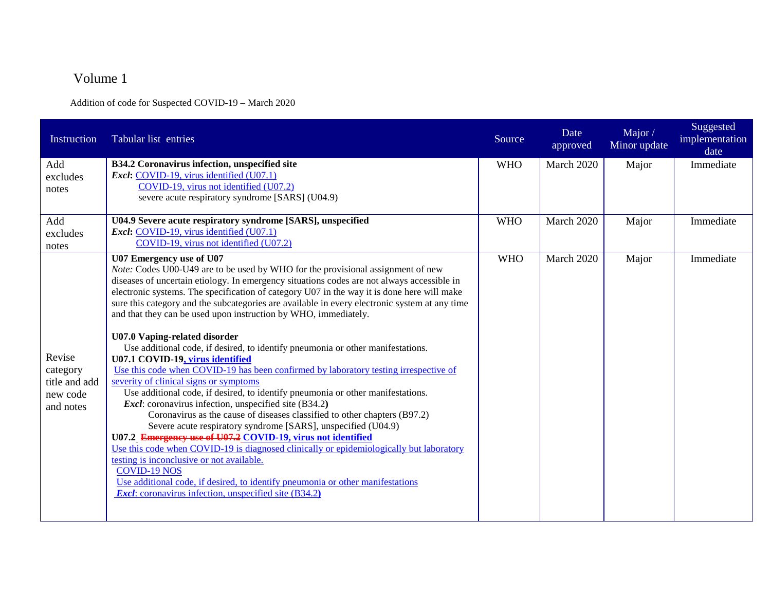# Volume 1

Addition of code for Suspected COVID-19 – March 2020

| Instruction | Tabular list entries | Source | Date approved | Major / Minor update | Suggested implementation date |
|---|---|---|---|---|---|
| Add excludes notes | **B34.2 Coronavirus infection, unspecified site**<br>***Excl*:** COVID-19, virus identified (U07.1)<br>COVID-19, virus not identified (U07.2)<br>severe acute respiratory syndrome [SARS] (U04.9) | WHO | March 2020 | Major | Immediate |
| Add excludes notes | **U04.9 Severe acute respiratory syndrome [SARS], unspecified**<br>***Excl*:** COVID-19, virus identified (U07.1)<br>COVID-19, virus not identified (U07.2) | WHO | March 2020 | Major | Immediate |
| Revise category title and add new code and notes | **U07 Emergency use of U07**<br>*Note:* Codes U00-U49 are to be used by WHO for the provisional assignment of new diseases of uncertain etiology. In emergency situations codes are not always accessible in electronic systems. The specification of category U07 in the way it is done here will make sure this category and the subcategories are available in every electronic system at any time and that they can be used upon instruction by WHO, immediately.<br><br>**U07.0 Vaping-related disorder**<br>Use additional code, if desired, to identify pneumonia or other manifestations.<br>**U07.1 COVID-19, virus identified**<br>Use this code when COVID-19 has been confirmed by laboratory testing irrespective of severity of clinical signs or symptoms<br>Use additional code, if desired, to identify pneumonia or other manifestations.<br>***Excl*:** coronavirus infection, unspecified site (B34.2)<br>Coronavirus as the cause of diseases classified to other chapters (B97.2)<br>Severe acute respiratory syndrome [SARS], unspecified (U04.9)<br>**U07.2 ~~Emergency use of U07.2~~ COVID-19, virus not identified**<br>Use this code when COVID-19 is diagnosed clinically or epidemiologically but laboratory testing is inconclusive or not available.<br>COVID-19 NOS<br>Use additional code, if desired, to identify pneumonia or other manifestations<br>***Excl*:** coronavirus infection, unspecified site (B34.2) | WHO | March 2020 | Major | Immediate |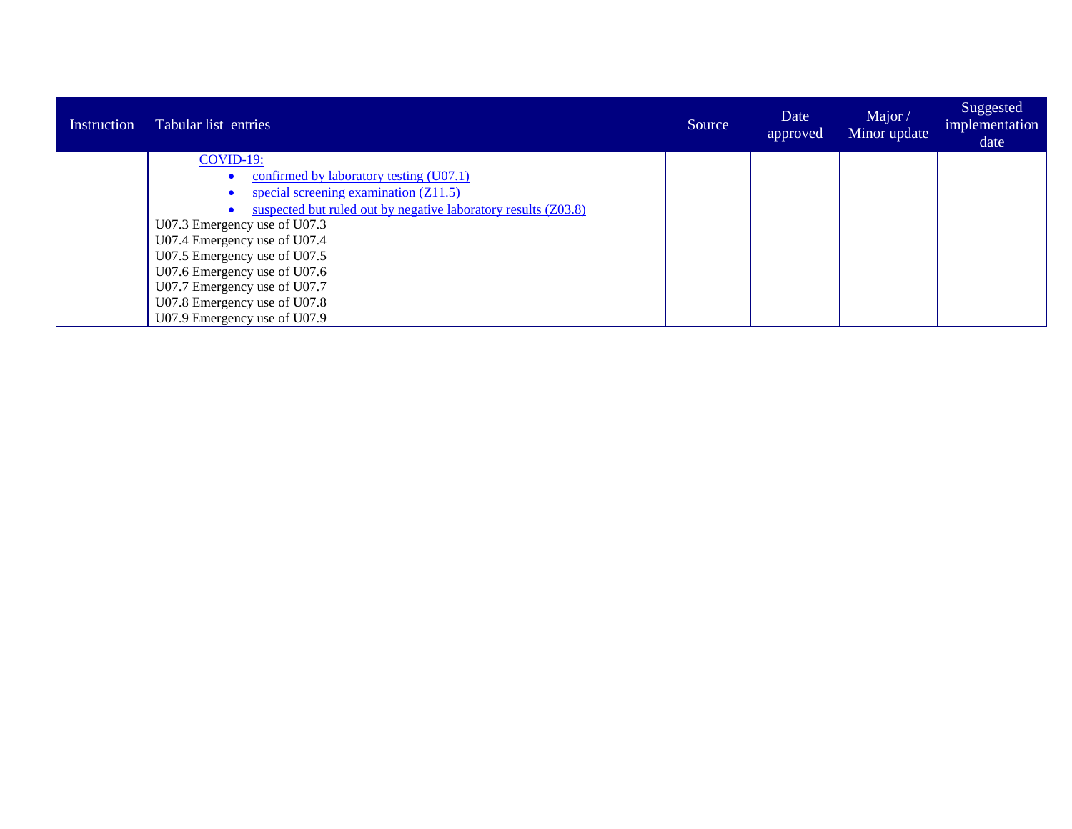| Instruction | Tabular list entries | Source | Date approved | Major / Minor update | Suggested implementation date |
|---|---|---|---|---|---|
| | COVID-19:<br>• confirmed by laboratory testing (U07.1)<br>• special screening examination (Z11.5)<br>• suspected but ruled out by negative laboratory results (Z03.8)<br>U07.3 Emergency use of U07.3<br>U07.4 Emergency use of U07.4<br>U07.5 Emergency use of U07.5<br>U07.6 Emergency use of U07.6<br>U07.7 Emergency use of U07.7<br>U07.8 Emergency use of U07.8<br>U07.9 Emergency use of U07.9 | | | | |